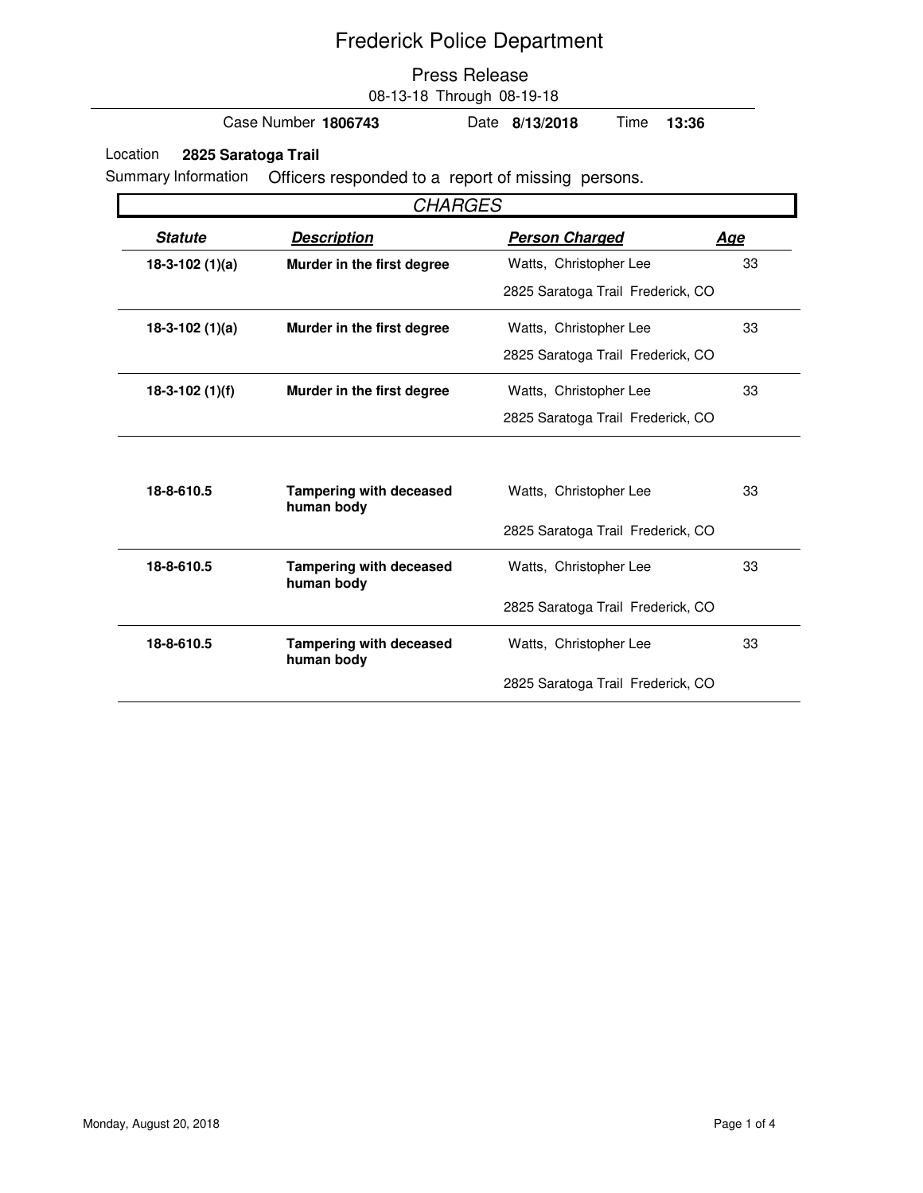# Frederick Police Department

## Press Release

08-13-18 Through 08-19-18

Case Number **1806743** Date **8/13/2018** Time **13:36**

Location **2825 Saratoga Trail**

Summary Information Officers responded to a report of missing persons.

### *CHARGES*

| ***Statute*** | ***Description*** | ***Person Charged*** | ***Age*** |
|---|---|---|---|
| **18-3-102 (1)(a)** | **Murder in the first degree** | Watts, Christopher Lee<br>2825 Saratoga Trail Frederick, CO | 33 |
| **18-3-102 (1)(a)** | **Murder in the first degree** | Watts, Christopher Lee<br>2825 Saratoga Trail Frederick, CO | 33 |
| **18-3-102 (1)(f)** | **Murder in the first degree** | Watts, Christopher Lee<br>2825 Saratoga Trail Frederick, CO | 33 |
| **18-8-610.5** | **Tampering with deceased human body** | Watts, Christopher Lee<br>2825 Saratoga Trail Frederick, CO | 33 |
| **18-8-610.5** | **Tampering with deceased human body** | Watts, Christopher Lee<br>2825 Saratoga Trail Frederick, CO | 33 |
| **18-8-610.5** | **Tampering with deceased human body** | Watts, Christopher Lee<br>2825 Saratoga Trail Frederick, CO | 33 |

Monday, August 20, 2018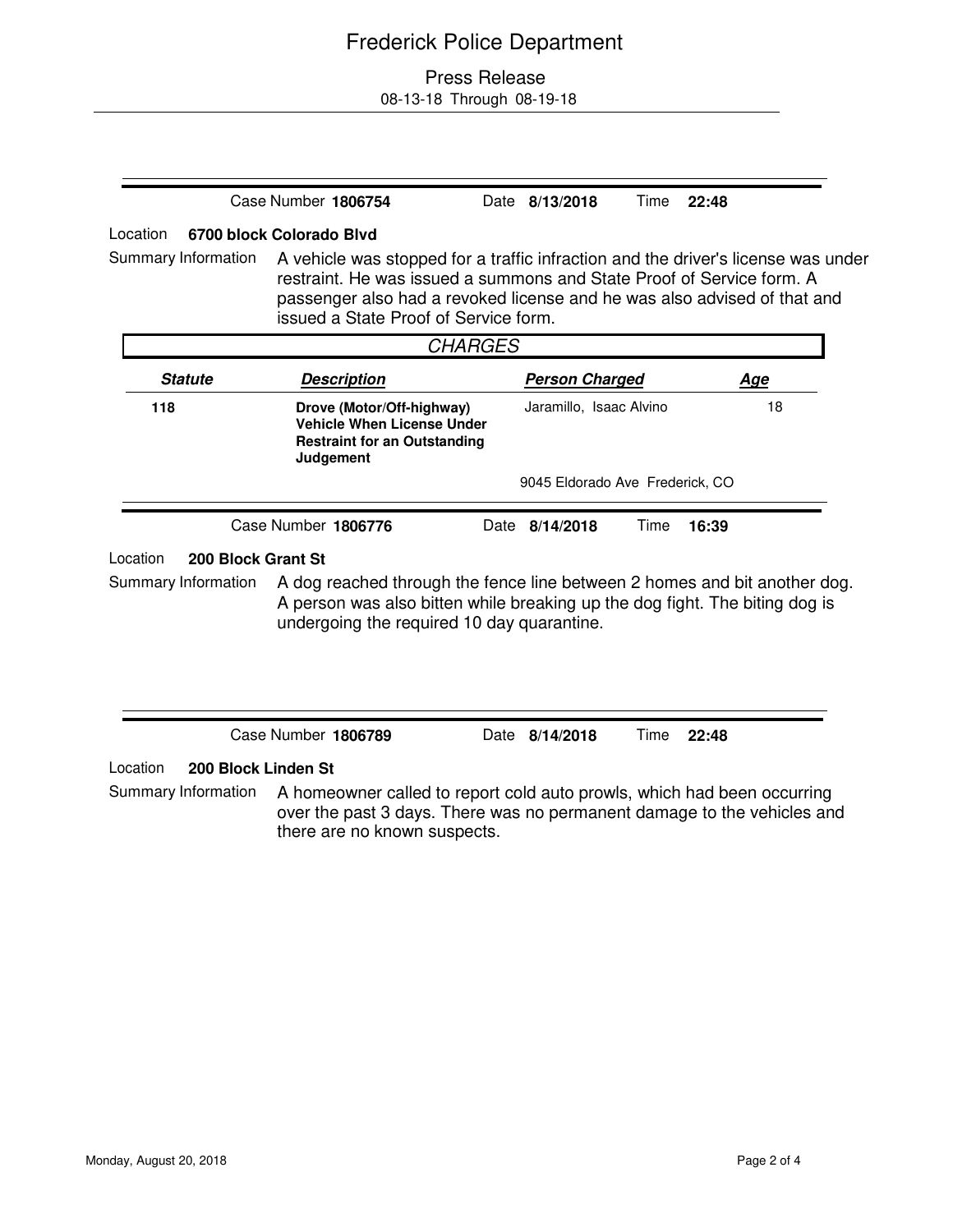# Frederick Police Department

## Press Release

08-13-18 Through 08-19-18

---

Case Number **1806754** Date **8/13/2018** Time **22:48**

Location **6700 block Colorado Blvd**

Summary Information A vehicle was stopped for a traffic infraction and the driver's license was under restraint. He was issued a summons and State Proof of Service form. A passenger also had a revoked license and he was also advised of that and issued a State Proof of Service form.

*CHARGES*

| ***Statute*** | ***Description*** | ***Person Charged*** | ***Age*** |
|---|---|---|---|
| **118** | **Drove (Motor/Off-highway) Vehicle When License Under Restraint for an Outstanding Judgement** | Jaramillo, Isaac Alvino<br>9045 Eldorado Ave Frederick, CO | 18 |

---

Case Number **1806776** Date **8/14/2018** Time **16:39**

Location **200 Block Grant St**

Summary Information A dog reached through the fence line between 2 homes and bit another dog. A person was also bitten while breaking up the dog fight. The biting dog is undergoing the required 10 day quarantine.

---

Case Number **1806789** Date **8/14/2018** Time **22:48**

Location **200 Block Linden St**

Summary Information A homeowner called to report cold auto prowls, which had been occurring over the past 3 days. There was no permanent damage to the vehicles and there are no known suspects.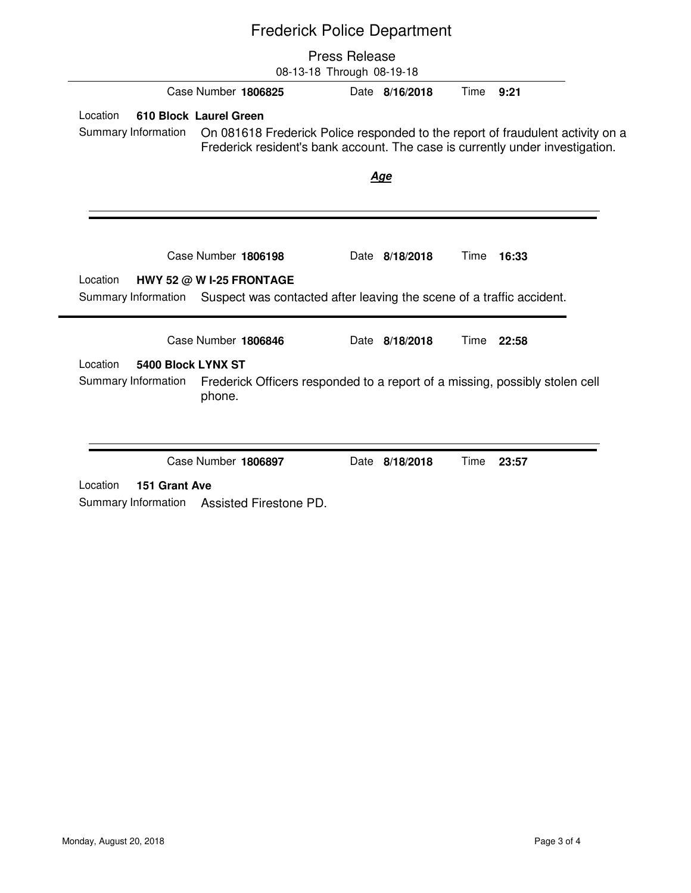# Frederick Police Department

## Press Release

08-13-18 Through 08-19-18

Case Number **1806825** Date **8/16/2018** Time **9:21**

Location **610 Block Laurel Green**

Summary Information On 081618 Frederick Police responded to the report of fraudulent activity on a Frederick resident's bank account. The case is currently under investigation.

***Age***

---

Case Number **1806198** Date **8/18/2018** Time **16:33**

Location **HWY 52 @ W I-25 FRONTAGE**

Summary Information Suspect was contacted after leaving the scene of a traffic accident.

---

Case Number **1806846** Date **8/18/2018** Time **22:58**

Location **5400 Block LYNX ST**

Summary Information Frederick Officers responded to a report of a missing, possibly stolen cell phone.

---

Case Number **1806897** Date **8/18/2018** Time **23:57**

Location **151 Grant Ave**

Summary Information Assisted Firestone PD.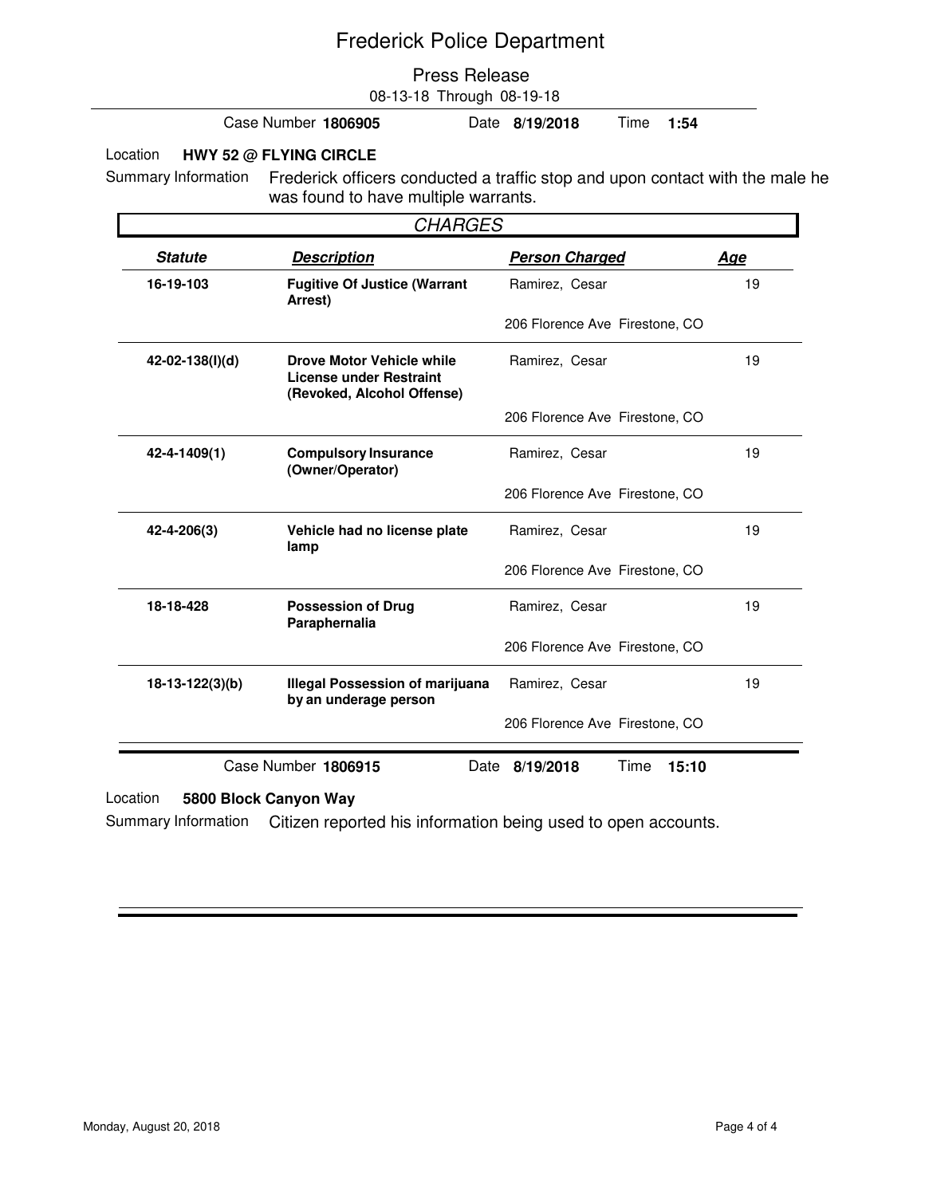# Frederick Police Department

## Press Release

08-13-18 Through 08-19-18

Case Number **1806905** Date **8/19/2018** Time **1:54**

Location **HWY 52 @ FLYING CIRCLE**

Summary Information Frederick officers conducted a traffic stop and upon contact with the male he was found to have multiple warrants.

### CHARGES

| Statute | Description | Person Charged | Age |
|---|---|---|---|
| **16-19-103** | **Fugitive Of Justice (Warrant Arrest)** | Ramirez, Cesar<br>206 Florence Ave Firestone, CO | 19 |
| **42-02-138(I)(d)** | **Drove Motor Vehicle while License under Restraint (Revoked, Alcohol Offense)** | Ramirez, Cesar<br>206 Florence Ave Firestone, CO | 19 |
| **42-4-1409(1)** | **Compulsory Insurance (Owner/Operator)** | Ramirez, Cesar<br>206 Florence Ave Firestone, CO | 19 |
| **42-4-206(3)** | **Vehicle had no license plate lamp** | Ramirez, Cesar<br>206 Florence Ave Firestone, CO | 19 |
| **18-18-428** | **Possession of Drug Paraphernalia** | Ramirez, Cesar<br>206 Florence Ave Firestone, CO | 19 |
| **18-13-122(3)(b)** | **Illegal Possession of marijuana by an underage person** | Ramirez, Cesar<br>206 Florence Ave Firestone, CO | 19 |

Case Number **1806915** Date **8/19/2018** Time **15:10**

Location **5800 Block Canyon Way**

Summary Information Citizen reported his information being used to open accounts.